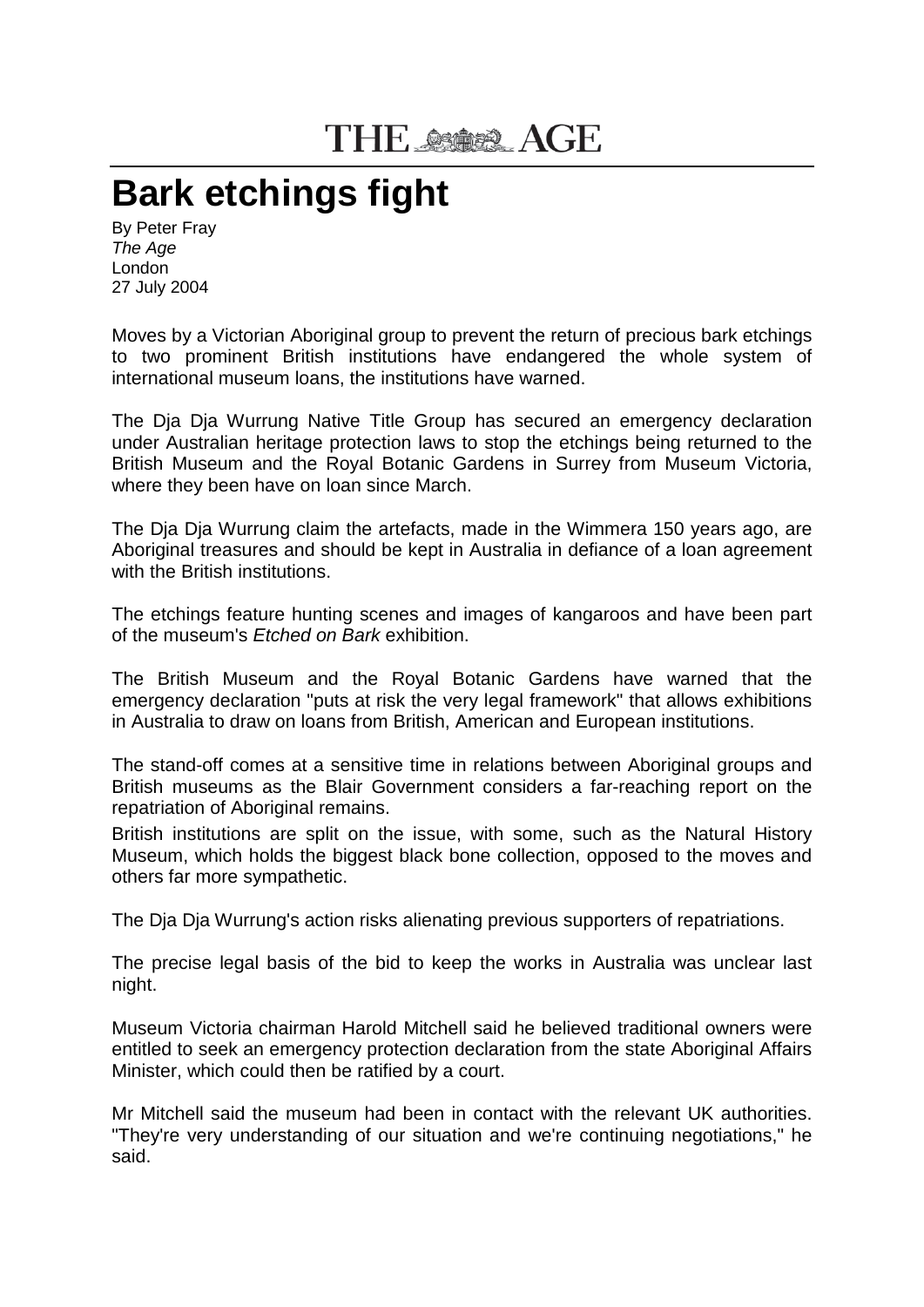# THE AGE

# Bark etchings fight

By Peter Fray
*The Age*
London
27 July 2004

Moves by a Victorian Aboriginal group to prevent the return of precious bark etchings to two prominent British institutions have endangered the whole system of international museum loans, the institutions have warned.

The Dja Dja Wurrung Native Title Group has secured an emergency declaration under Australian heritage protection laws to stop the etchings being returned to the British Museum and the Royal Botanic Gardens in Surrey from Museum Victoria, where they been have on loan since March.

The Dja Dja Wurrung claim the artefacts, made in the Wimmera 150 years ago, are Aboriginal treasures and should be kept in Australia in defiance of a loan agreement with the British institutions.

The etchings feature hunting scenes and images of kangaroos and have been part of the museum's *Etched on Bark* exhibition.

The British Museum and the Royal Botanic Gardens have warned that the emergency declaration "puts at risk the very legal framework" that allows exhibitions in Australia to draw on loans from British, American and European institutions.

The stand-off comes at a sensitive time in relations between Aboriginal groups and British museums as the Blair Government considers a far-reaching report on the repatriation of Aboriginal remains.

British institutions are split on the issue, with some, such as the Natural History Museum, which holds the biggest black bone collection, opposed to the moves and others far more sympathetic.

The Dja Dja Wurrung's action risks alienating previous supporters of repatriations.

The precise legal basis of the bid to keep the works in Australia was unclear last night.

Museum Victoria chairman Harold Mitchell said he believed traditional owners were entitled to seek an emergency protection declaration from the state Aboriginal Affairs Minister, which could then be ratified by a court.

Mr Mitchell said the museum had been in contact with the relevant UK authorities. "They're very understanding of our situation and we're continuing negotiations," he said.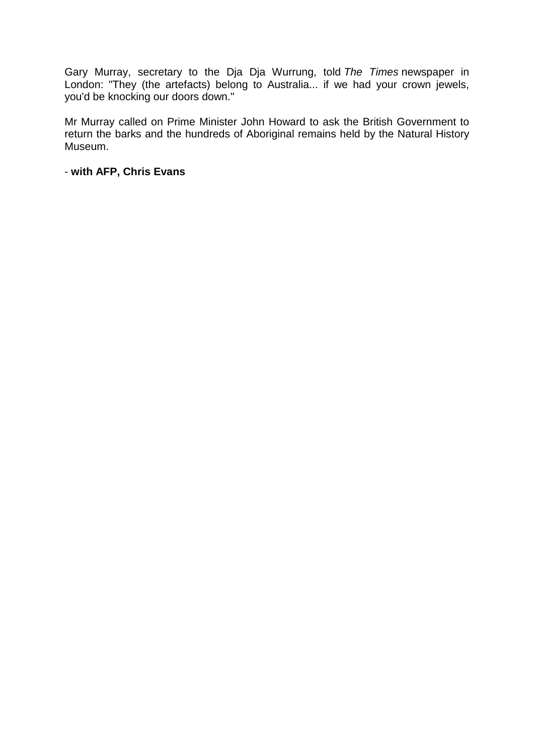Gary Murray, secretary to the Dja Dja Wurrung, told *The Times* newspaper in London: "They (the artefacts) belong to Australia... if we had your crown jewels, you'd be knocking our doors down."

Mr Murray called on Prime Minister John Howard to ask the British Government to return the barks and the hundreds of Aboriginal remains held by the Natural History Museum.

- **with AFP, Chris Evans**